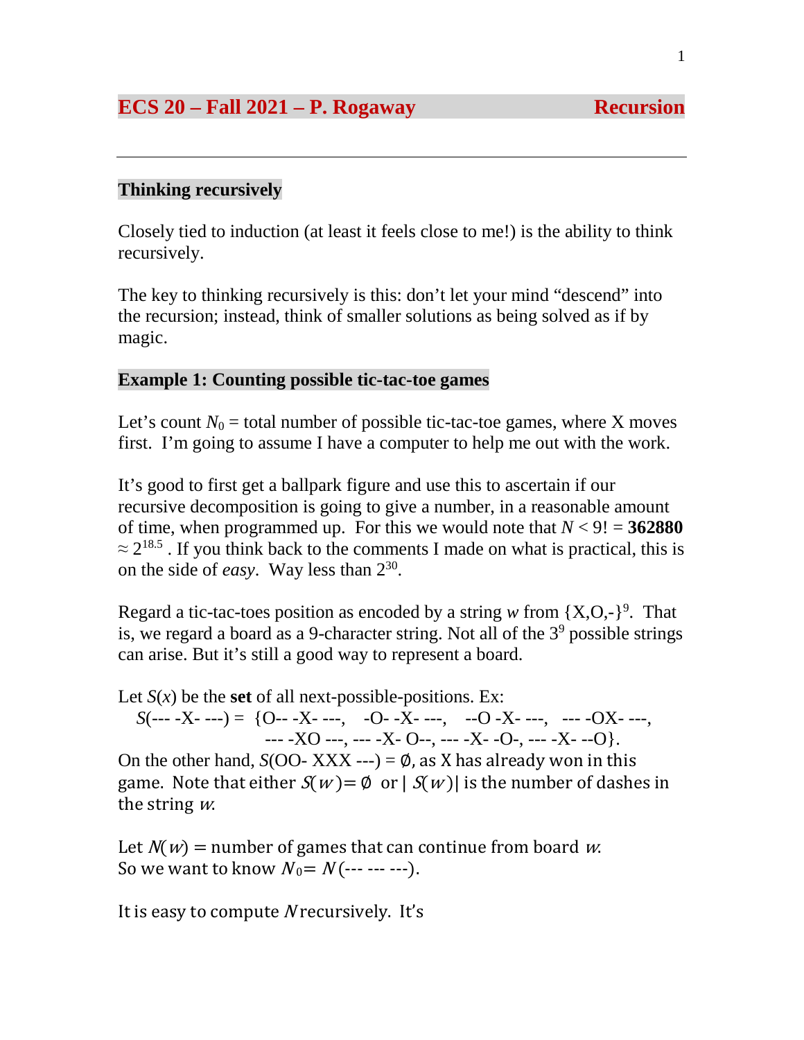# ECS 20 – Fall 2021 – P. Rogaway — Recursion

## Thinking recursively

Closely tied to induction (at least it feels close to me!) is the ability to think recursively.

The key to thinking recursively is this: don't let your mind "descend" into the recursion; instead, think of smaller solutions as being solved as if by magic.

## Example 1: Counting possible tic-tac-toe games

Let's count $N_0$ = total number of possible tic-tac-toe games, where X moves first. I'm going to assume I have a computer to help me out with the work.

It's good to first get a ballpark figure and use this to ascertain if our recursive decomposition is going to give a number, in a reasonable amount of time, when programmed up. For this we would note that $N < 9! =$ **362880** $\approx 2^{18.5}$ . If you think back to the comments I made on what is practical, this is on the side of *easy*. Way less than $2^{30}$.

Regard a tic-tac-toes position as encoded by a string $w$ from $\{X,O,-\}^9$. That is, we regard a board as a 9-character string. Not all of the $3^9$ possible strings can arise. But it's still a good way to represent a board.

Let $S(x)$ be the **set** of all next-possible-positions. Ex:

$S$(--- -X- ---) = {O-- -X- ---, -O- -X- ---, --O -X- ---, --- -OX- ---, --- -XO ---, --- -X- O--, --- -X- -O-, --- -X- --O}.

On the other hand, $S$(OO- XXX ---) = $\emptyset$, as X has already won in this game. Note that either $S(w) = \emptyset$ or $|S(w)|$ is the number of dashes in the string $w$.

Let $N(w)$ = number of games that can continue from board $w$.
So we want to know $N_0 = N$(--- --- ---).

It is easy to compute $N$ recursively. It's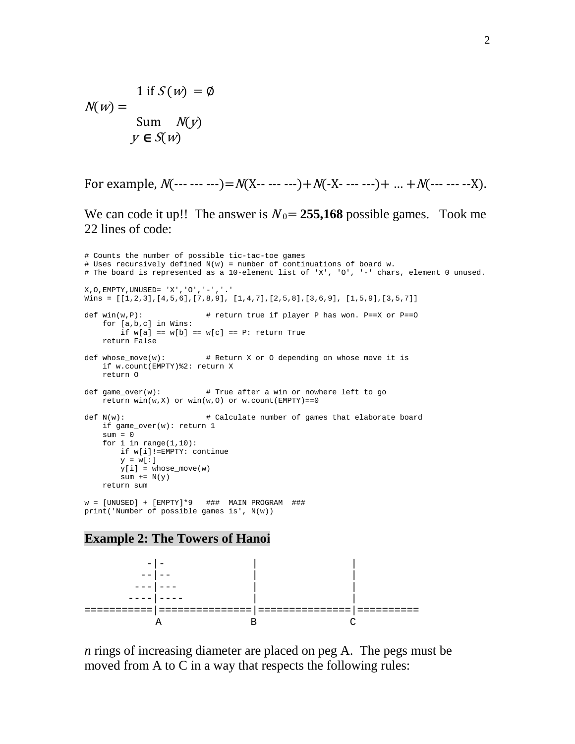$$N(w) = \begin{cases} 1 \text{ if } S(w) = \emptyset \\ \displaystyle\sum_{y \in S(w)} N(y) \end{cases}$$

For example, $N$(--- --- ---)$=N$(X-- --- ---)$+N$(-X- --- ---)$+ \ldots +N$(--- --- --X).

We can code it up!! The answer is $N_0 =$ **255,168** possible games. Took me 22 lines of code:

```
# Counts the number of possible tic-tac-toe games
# Uses recursively defined N(w) = number of continuations of board w.
# The board is represented as a 10-element list of 'X', 'O', '-' chars, element 0 unused.

X,O,EMPTY,UNUSED= 'X','O','-','.'
Wins = [[1,2,3],[4,5,6],[7,8,9], [1,4,7],[2,5,8],[3,6,9], [1,5,9],[3,5,7]]

def win(w,P):             # return true if player P has won. P==X or P==O
    for [a,b,c] in Wins:
        if w[a] == w[b] == w[c] == P: return True
    return False

def whose_move(w):        # Return X or O depending on whose move it is
    if w.count(EMPTY)%2: return X
    return O

def game_over(w):         # True after a win or nowhere left to go
    return win(w,X) or win(w,O) or w.count(EMPTY)==0

def N(w):                 # Calculate number of games that elaborate board
    if game_over(w): return 1
    sum = 0
    for i in range(1,10):
        if w[i]!=EMPTY: continue
        y = w[:]
        y[i] = whose_move(w)
        sum += N(y)
    return sum

w = [UNUSED] + [EMPTY]*9   ###  MAIN PROGRAM  ###
print('Number of possible games is', N(w))
```

## Example 2: The Towers of Hanoi

```
             -|-              |              |
            --|--             |              |
           ---|---            |              |
          ----|----           |              |
===========|===============|===============|==========
           A               B               C
```

*n* rings of increasing diameter are placed on peg A. The pegs must be moved from A to C in a way that respects the following rules: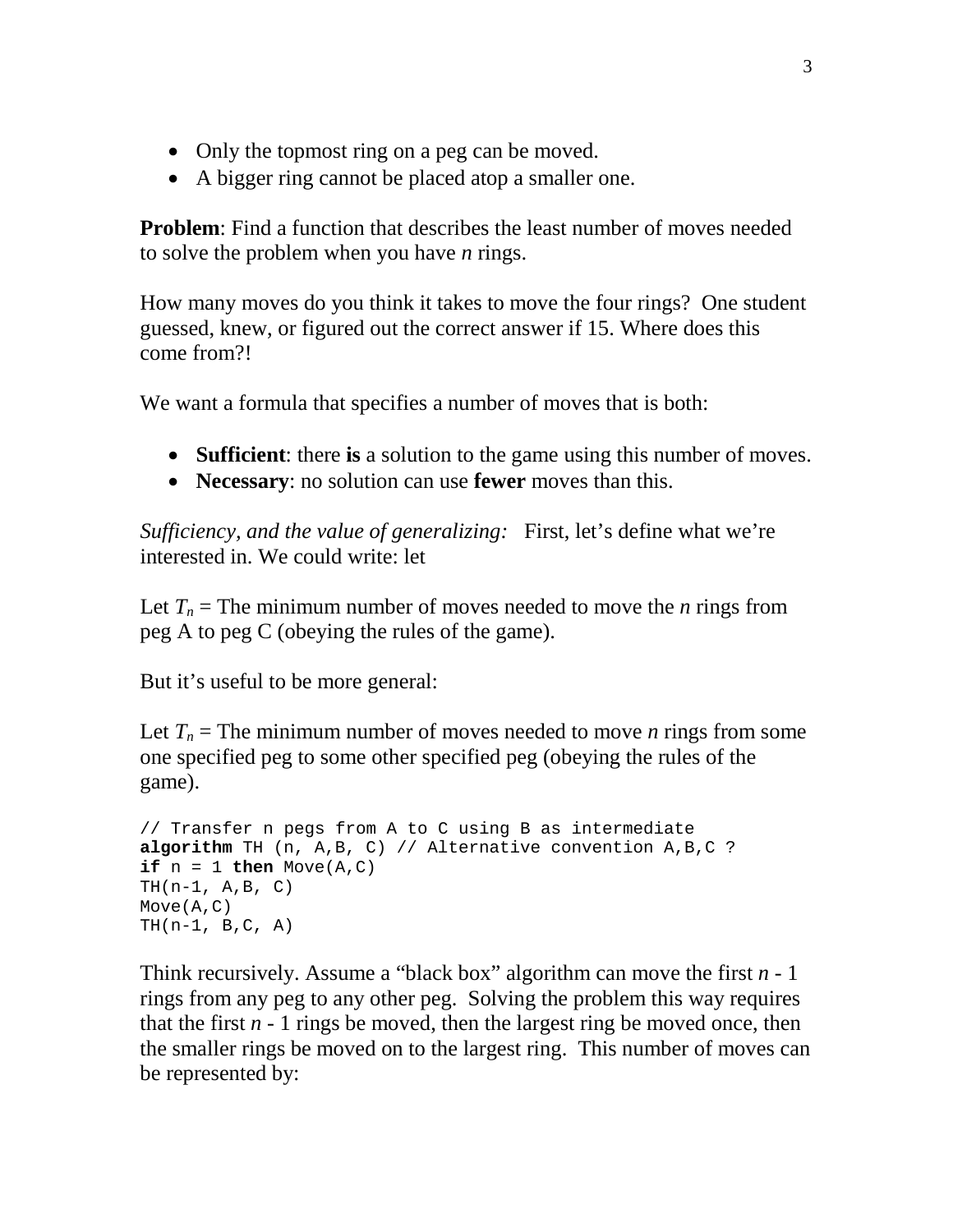- Only the topmost ring on a peg can be moved.
- A bigger ring cannot be placed atop a smaller one.

**Problem**: Find a function that describes the least number of moves needed to solve the problem when you have *n* rings.

How many moves do you think it takes to move the four rings? One student guessed, knew, or figured out the correct answer if 15. Where does this come from?!

We want a formula that specifies a number of moves that is both:

- **Sufficient**: there **is** a solution to the game using this number of moves.
- **Necessary**: no solution can use **fewer** moves than this.

*Sufficiency, and the value of generalizing:* First, let's define what we're interested in. We could write: let

Let $T_n$ = The minimum number of moves needed to move the *n* rings from peg A to peg C (obeying the rules of the game).

But it's useful to be more general:

Let $T_n$ = The minimum number of moves needed to move *n* rings from some one specified peg to some other specified peg (obeying the rules of the game).

```
// Transfer n pegs from A to C using B as intermediate
algorithm TH (n, A,B, C) // Alternative convention A,B,C ?
if n = 1 then Move(A,C)
TH(n-1, A,B, C)
Move(A,C)
TH(n-1, B,C, A)
```

Think recursively. Assume a "black box" algorithm can move the first *n* - 1 rings from any peg to any other peg. Solving the problem this way requires that the first *n* - 1 rings be moved, then the largest ring be moved once, then the smaller rings be moved on to the largest ring. This number of moves can be represented by: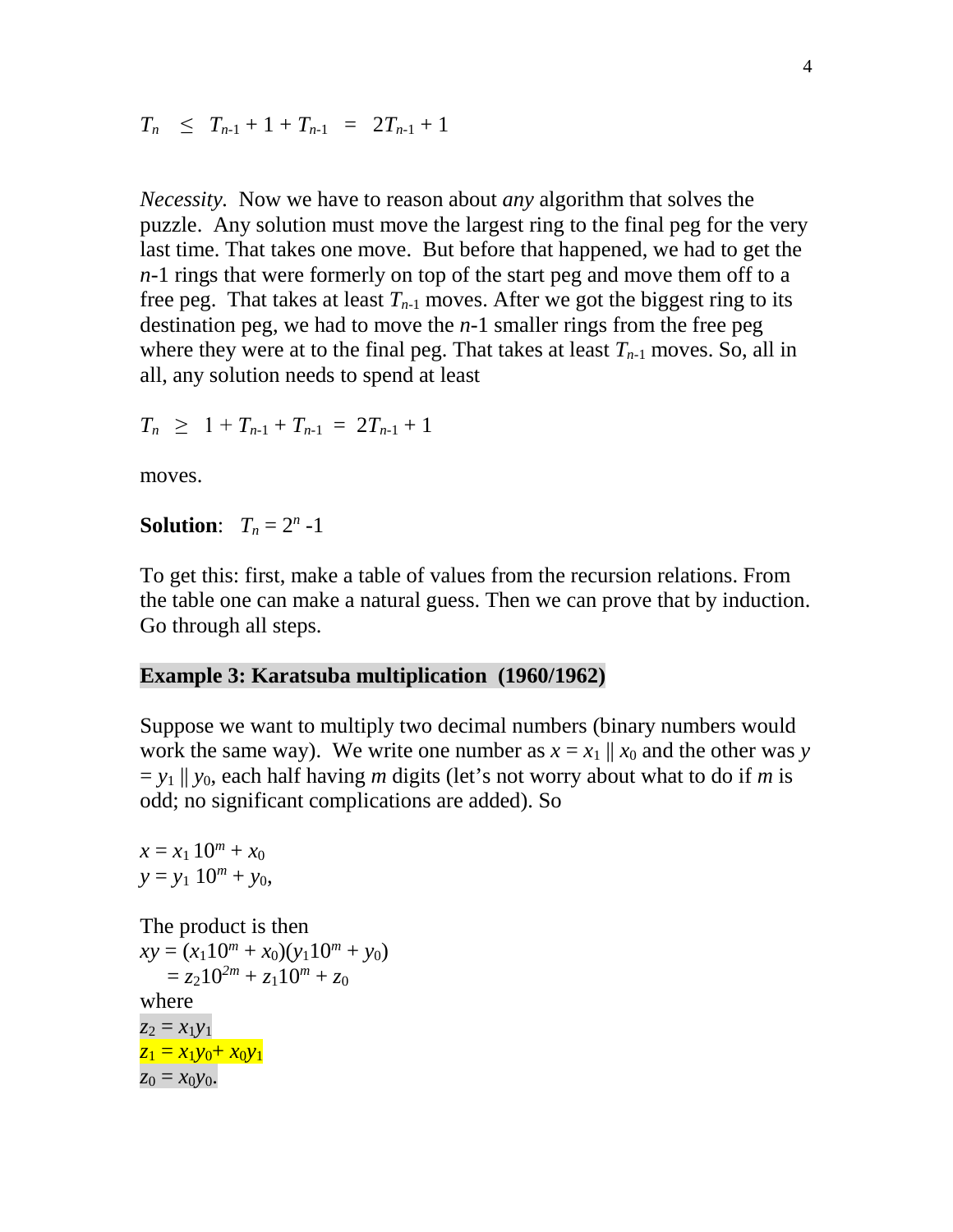$$T_n \leq T_{n-1} + 1 + T_{n-1} = 2T_{n-1} + 1$$

*Necessity.* Now we have to reason about *any* algorithm that solves the puzzle. Any solution must move the largest ring to the final peg for the very last time. That takes one move. But before that happened, we had to get the $n$-1 rings that were formerly on top of the start peg and move them off to a free peg. That takes at least $T_{n-1}$ moves. After we got the biggest ring to its destination peg, we had to move the $n$-1 smaller rings from the free peg where they were at to the final peg. That takes at least $T_{n-1}$ moves. So, all in all, any solution needs to spend at least

$$T_n \geq 1 + T_{n-1} + T_{n-1} = 2T_{n-1} + 1$$

moves.

**Solution**: $T_n = 2^n - 1$

To get this: first, make a table of values from the recursion relations. From the table one can make a natural guess. Then we can prove that by induction. Go through all steps.

### Example 3: Karatsuba multiplication (1960/1962)

Suppose we want to multiply two decimal numbers (binary numbers would work the same way). We write one number as $x = x_1 \,||\, x_0$ and the other was $y = y_1 \,||\, y_0$, each half having $m$ digits (let's not worry about what to do if $m$ is odd; no significant complications are added). So

$$x = x_1 10^m + x_0$$
$$y = y_1 10^m + y_0,$$

The product is then

$$xy = (x_1 10^m + x_0)(y_1 10^m + y_0)$$
$$= z_2 10^{2m} + z_1 10^m + z_0$$

where

$z_2 = x_1 y_1$
$z_1 = x_1 y_0 + x_0 y_1$
$z_0 = x_0 y_0$.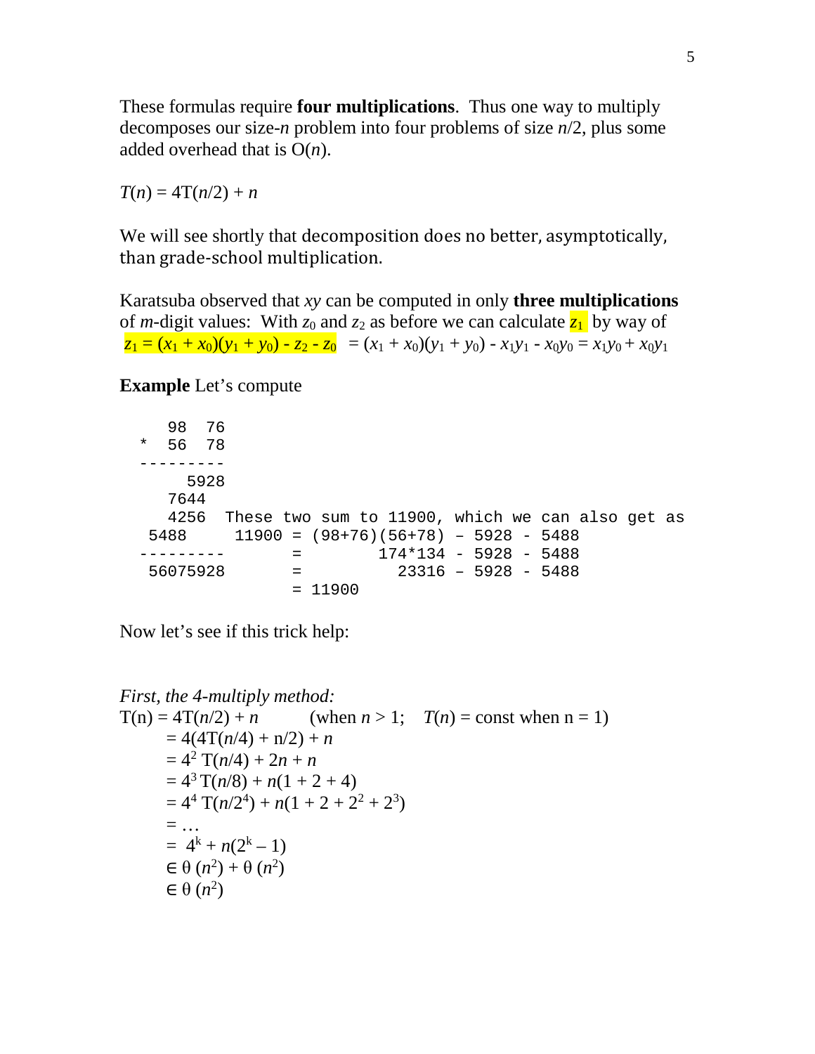These formulas require **four multiplications**. Thus one way to multiply decomposes our size-$n$ problem into four problems of size $n/2$, plus some added overhead that is $O(n)$.

$T(n) = 4T(n/2) + n$

We will see shortly that decomposition does no better, asymptotically, than grade-school multiplication.

Karatsuba observed that $xy$ can be computed in only **three multiplications** of $m$-digit values: With $z_0$ and $z_2$ as before we can calculate $z_1$ by way of $z_1 = (x_1 + x_0)(y_1 + y_0) - z_2 - z_0 = (x_1 + x_0)(y_1 + y_0) - x_1y_1 - x_0y_0 = x_1y_0 + x_0y_1$

**Example** Let's compute

```
    98  76
 *  56  78
---------
      5928
    7644
    4256  These two sum to 11900, which we can also get as
  5488     11900 = (98+76)(56+78) – 5928 - 5488
---------        =        174*134 - 5928 - 5488
  56075928       =          23316 – 5928 - 5488
                 = 11900
```

Now let's see if this trick help:

*First, the 4-multiply method:*

$T(n) = 4T(n/2) + n$ (when $n > 1$; $T(n)$ = const when n = 1)

$= 4(4T(n/4) + n/2) + n$

$= 4^2\, T(n/4) + 2n + n$

$= 4^3\, T(n/8) + n(1 + 2 + 4)$

$= 4^4\, T(n/2^4) + n(1 + 2 + 2^2 + 2^3)$

$= \ldots$

$= 4^k + n(2^k - 1)$

$\in \theta(n^2) + \theta(n^2)$

$\in \theta(n^2)$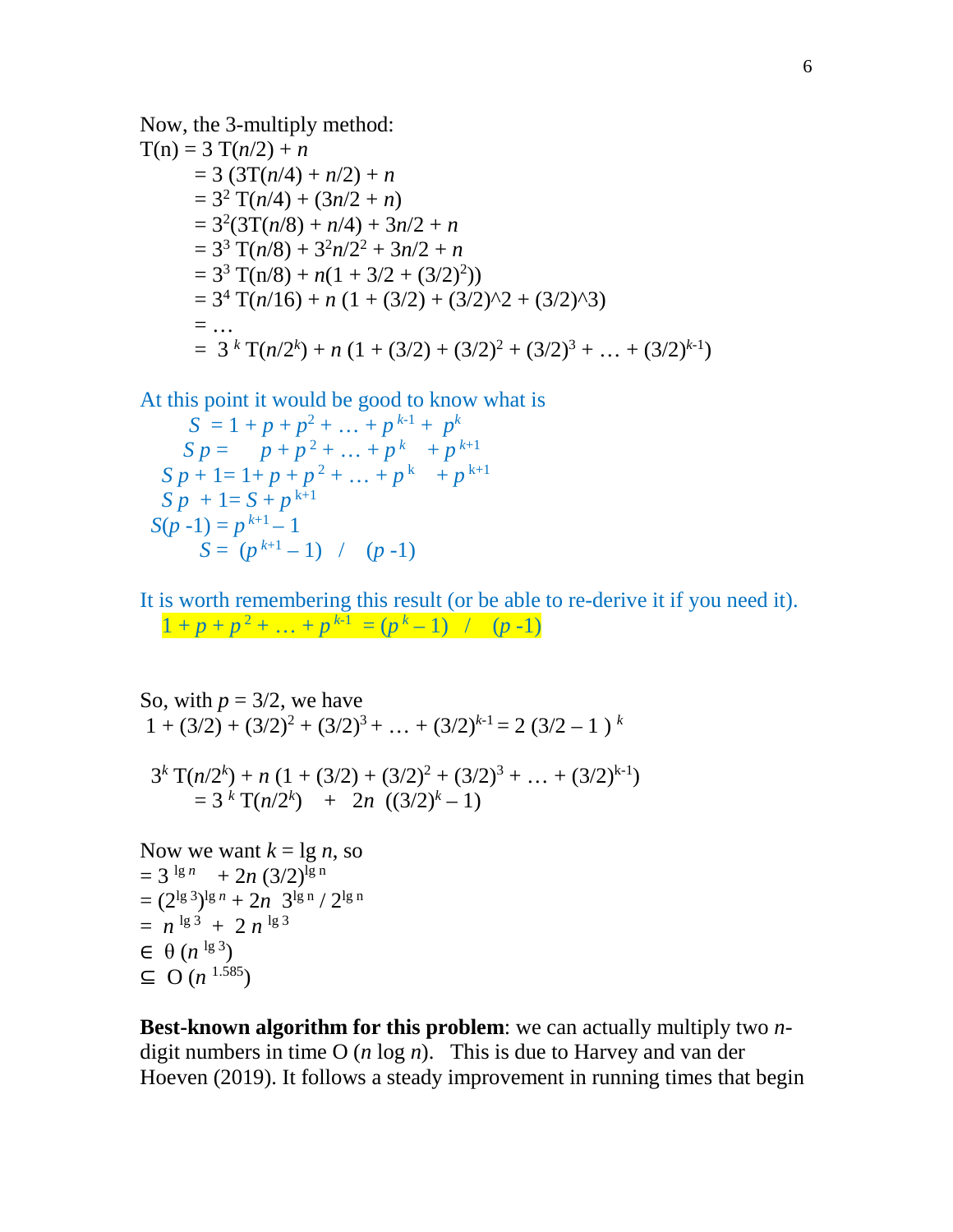Now, the 3-multiply method:

$$
\begin{aligned}
T(n) &= 3\,T(n/2) + n \\
&= 3\,(3T(n/4) + n/2) + n \\
&= 3^2\,T(n/4) + (3n/2 + n) \\
&= 3^2(3T(n/8) + n/4) + 3n/2 + n \\
&= 3^3\,T(n/8) + 3^2 n/2^2 + 3n/2 + n \\
&= 3^3\,T(n/8) + n(1 + 3/2 + (3/2)^2)) \\
&= 3^4\,T(n/16) + n\,(1 + (3/2) + (3/2)\text{^}2 + (3/2)\text{^}3) \\
&= \ldots \\
&= 3^k\,T(n/2^k) + n\,(1 + (3/2) + (3/2)^2 + (3/2)^3 + \ldots + (3/2)^{k-1})
\end{aligned}
$$

At this point it would be good to know what is

$$
\begin{aligned}
S &= 1 + p + p^2 + \ldots + p^{k-1} + p^k \\
S\,p &= \quad\; p + p^2 + \ldots + p^k \quad + p^{k+1} \\
S\,p + 1 &= 1 + p + p^2 + \ldots + p^k \quad + p^{k+1} \\
S\,p + 1 &= S + p^{k+1} \\
S(p - 1) &= p^{k+1} - 1 \\
S &= (p^{k+1} - 1) \;\; / \;\; (p - 1)
\end{aligned}
$$

It is worth remembering this result (or be able to re-derive it if you need it).

$$1 + p + p^2 + \ldots + p^{k-1} = (p^k - 1) \;\; / \;\; (p - 1)$$

So, with $p = 3/2$, we have

$$1 + (3/2) + (3/2)^2 + (3/2)^3 + \ldots + (3/2)^{k-1} = 2\,(3/2 - 1\,)^k$$

$$
\begin{aligned}
&3^k\,T(n/2^k) + n\,(1 + (3/2) + (3/2)^2 + (3/2)^3 + \ldots + (3/2)^{k-1}) \\
&\quad = 3^k\,T(n/2^k) \;\; + \;\; 2n\;((3/2)^k - 1)
\end{aligned}
$$

Now we want $k = \lg n$, so

$$
\begin{aligned}
&= 3^{\lg n} \;\; + 2n\,(3/2)^{\lg n} \\
&= (2^{\lg 3})^{\lg n} + 2n\;\; 3^{\lg n} / 2^{\lg n} \\
&= \; n^{\lg 3} \; + \; 2\,n^{\lg 3} \\
&\in \; \theta\,(n^{\lg 3}) \\
&\subseteq \; O\,(n^{1.585})
\end{aligned}
$$

**Best-known algorithm for this problem**: we can actually multiply two $n$-digit numbers in time $O\,(n \log n)$. This is due to Harvey and van der Hoeven (2019). It follows a steady improvement in running times that begin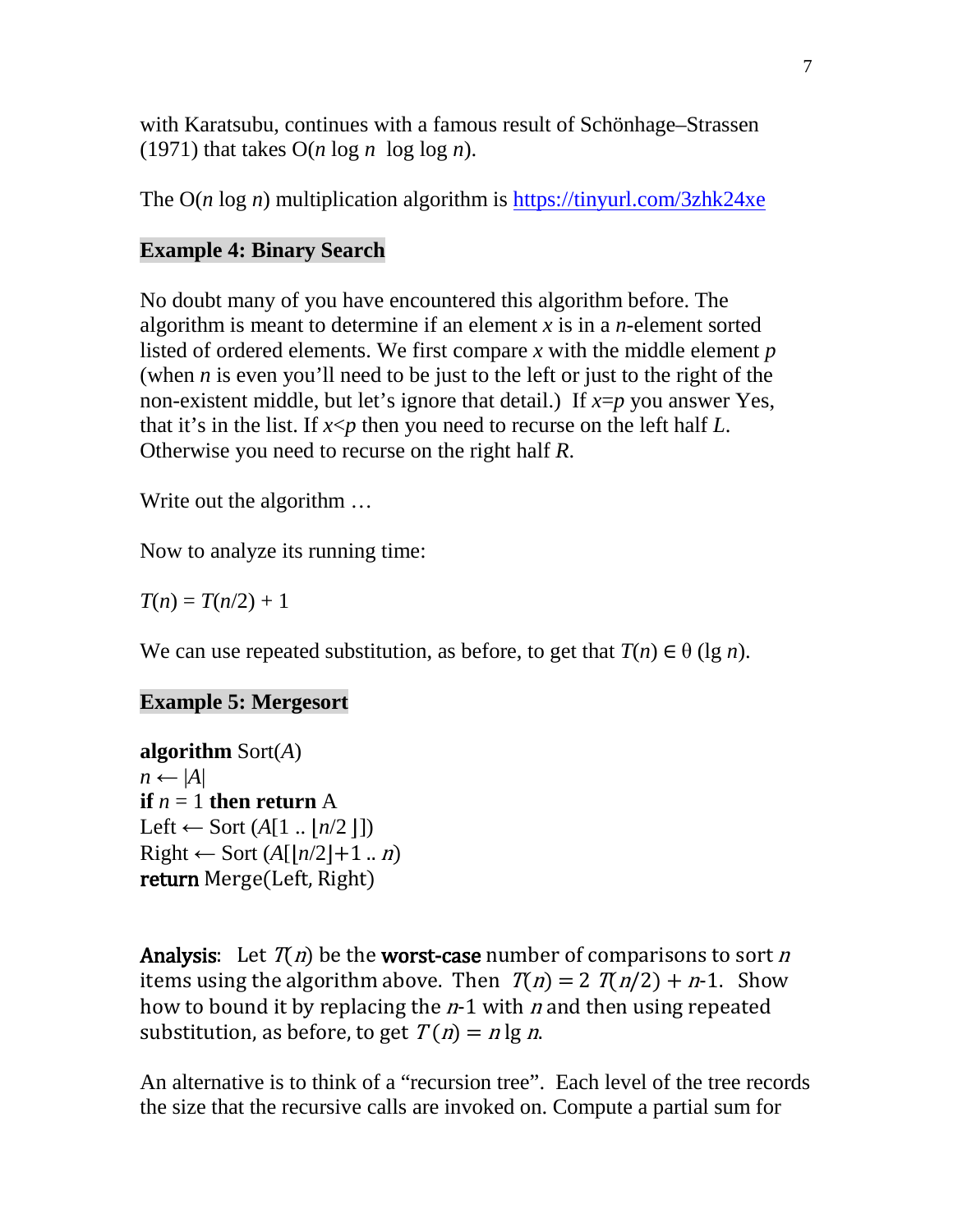with Karatsubu, continues with a famous result of Schönhage–Strassen (1971) that takes O($n$ log $n$ log log $n$).

The O($n$ log $n$) multiplication algorithm is https://tinyurl.com/3zhk24xe

### Example 4: Binary Search

No doubt many of you have encountered this algorithm before. The algorithm is meant to determine if an element $x$ is in a $n$-element sorted listed of ordered elements. We first compare $x$ with the middle element $p$ (when $n$ is even you'll need to be just to the left or just to the right of the non-existent middle, but let's ignore that detail.) If $x$=$p$ you answer Yes, that it's in the list. If $x$<$p$ then you need to recurse on the left half $L$. Otherwise you need to recurse on the right half $R$.

Write out the algorithm …

Now to analyze its running time:

$T(n) = T(n/2) + 1$

We can use repeated substitution, as before, to get that $T(n) \in \theta$ (lg $n$).

### Example 5: Mergesort

**algorithm** Sort($A$)
$n \leftarrow |A|$
**if** $n$ = 1 **then return** A
Left ← Sort ($A[1 .. \lfloor n/2 \rfloor]$)
Right ← Sort ($A[\lfloor n/2 \rfloor + 1 .. n)$
**return** Merge(Left, Right)

**Analysis**: Let $T(n)$ be the **worst-case** number of comparisons to sort $n$ items using the algorithm above. Then $T(n) = 2\ T(n/2) + n$-1. Show how to bound it by replacing the $n$-1 with $n$ and then using repeated substitution, as before, to get $T(n) = n \lg n$.

An alternative is to think of a "recursion tree". Each level of the tree records the size that the recursive calls are invoked on. Compute a partial sum for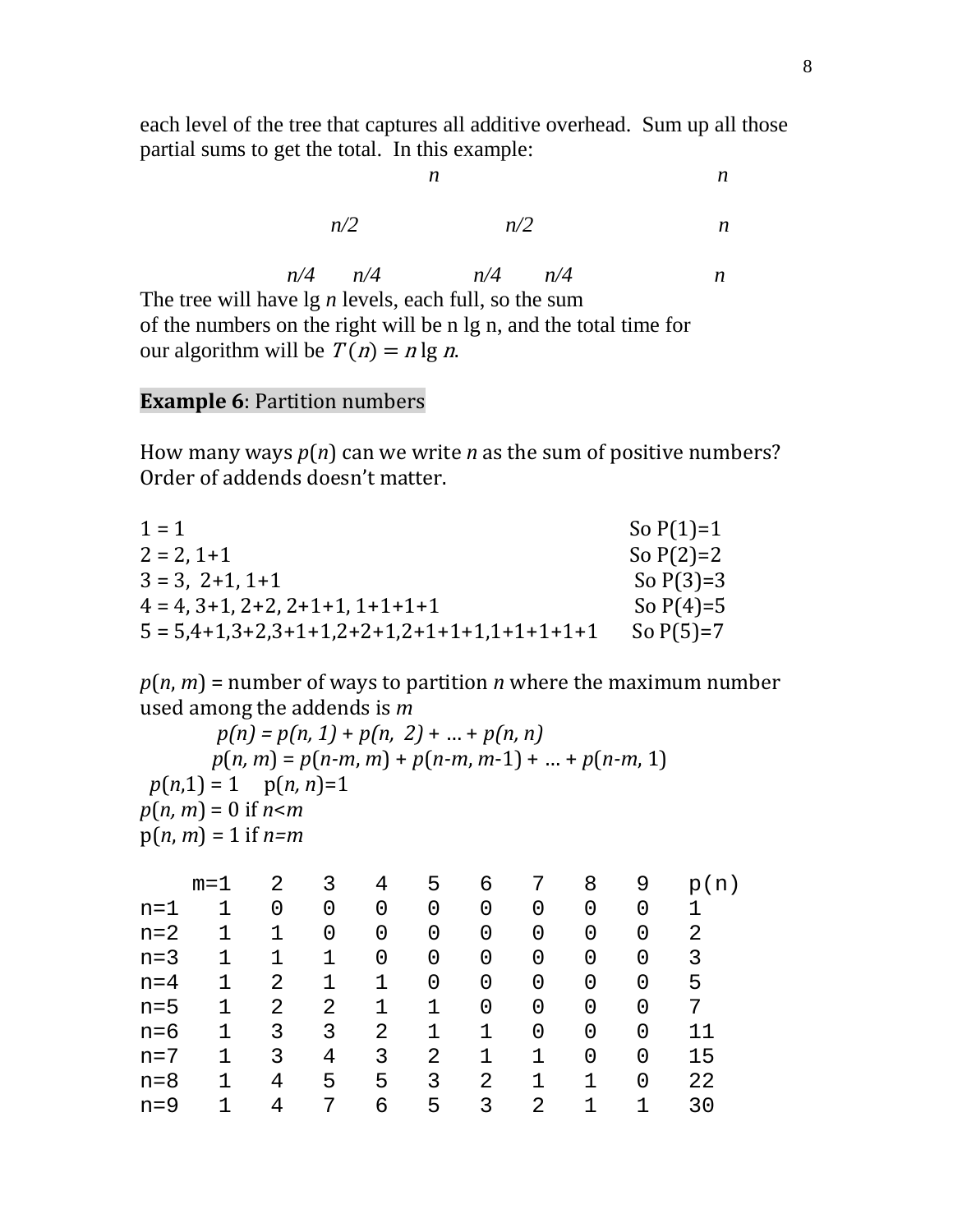each level of the tree that captures all additive overhead. Sum up all those partial sums to get the total. In this example:

```
                    n                          n

              n/2             n/2              n

         n/4      n/4     n/4      n/4         n
```

The tree will have lg *n* levels, each full, so the sum of the numbers on the right will be n lg n, and the total time for our algorithm will be $T(n) = n \lg n$.

**Example 6**: Partition numbers

How many ways $p(n)$ can we write *n* as the sum of positive numbers? Order of addends doesn't matter.

1 = 1 So P(1)=1
2 = 2, 1+1 So P(2)=2
3 = 3, 2+1, 1+1 So P(3)=3
4 = 4, 3+1, 2+2, 2+1+1, 1+1+1+1 So P(4)=5
5 = 5,4+1,3+2,3+1+1,2+2+1,2+1+1+1,1+1+1+1+1 So P(5)=7

$p(n, m)$ = number of ways to partition *n* where the maximum number used among the addends is *m*

$$p(n) = p(n, 1) + p(n, 2) + \ldots + p(n, n)$$

$$p(n, m) = p(n\text{-}m, m) + p(n\text{-}m, m\text{-}1) + \ldots + p(n\text{-}m, 1)$$

$p(n,1) = 1$ $p(n, n)=1$
$p(n, m) = 0$ if $n<m$
$p(n, m) = 1$ if $n=m$

|  | m=1 | 2 | 3 | 4 | 5 | 6 | 7 | 8 | 9 | p(n) |
|---|---|---|---|---|---|---|---|---|---|---|
| n=1 | 1 | 0 | 0 | 0 | 0 | 0 | 0 | 0 | 0 | 1 |
| n=2 | 1 | 1 | 0 | 0 | 0 | 0 | 0 | 0 | 0 | 2 |
| n=3 | 1 | 1 | 1 | 0 | 0 | 0 | 0 | 0 | 0 | 3 |
| n=4 | 1 | 2 | 1 | 1 | 0 | 0 | 0 | 0 | 0 | 5 |
| n=5 | 1 | 2 | 2 | 1 | 1 | 0 | 0 | 0 | 0 | 7 |
| n=6 | 1 | 3 | 3 | 2 | 1 | 1 | 0 | 0 | 0 | 11 |
| n=7 | 1 | 3 | 4 | 3 | 2 | 1 | 1 | 0 | 0 | 15 |
| n=8 | 1 | 4 | 5 | 5 | 3 | 2 | 1 | 1 | 0 | 22 |
| n=9 | 1 | 4 | 7 | 6 | 5 | 3 | 2 | 1 | 1 | 30 |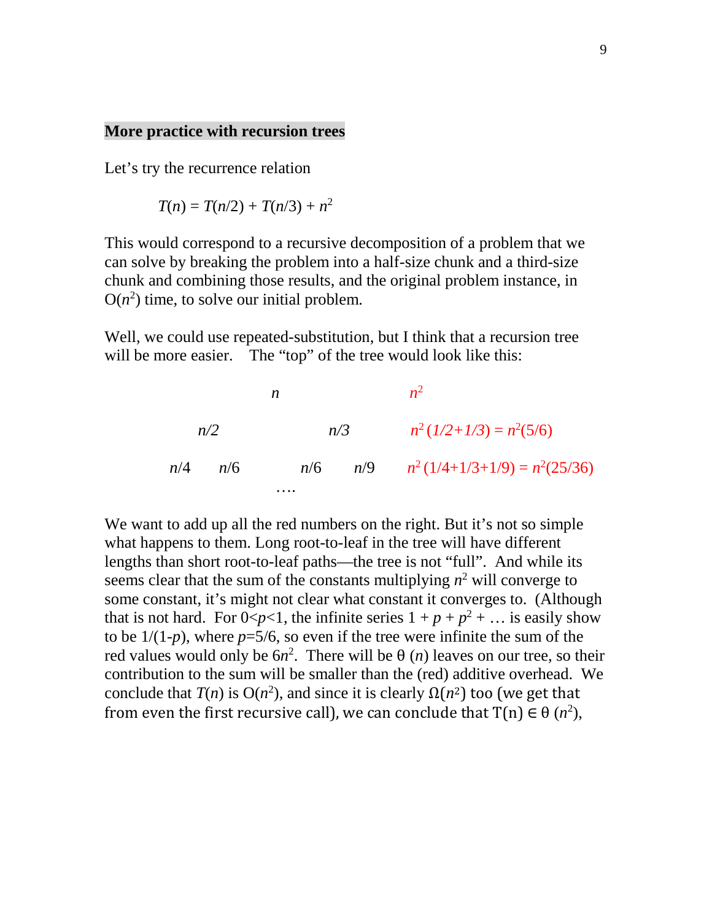## More practice with recursion trees

Let's try the recurrence relation

$$T(n) = T(n/2) + T(n/3) + n^2$$

This would correspond to a recursive decomposition of a problem that we can solve by breaking the problem into a half-size chunk and a third-size chunk and combining those results, and the original problem instance, in $O(n^2)$ time, to solve our initial problem.

Well, we could use repeated-substitution, but I think that a recursion tree will be more easier. The "top" of the tree would look like this:

```
                 n                       n^2

         n/2              n/3            n^2 (1/2+1/3) = n^2(5/6)

    n/4      n/6      n/6      n/9       n^2 (1/4+1/3+1/9) = n^2(25/36)
                  ....
```

We want to add up all the red numbers on the right. But it's not so simple what happens to them. Long root-to-leaf in the tree will have different lengths than short root-to-leaf paths—the tree is not "full". And while its seems clear that the sum of the constants multiplying $n^2$ will converge to some constant, it's might not clear what constant it converges to. (Although that is not hard. For $0<p<1$, the infinite series $1 + p + p^2 + \ldots$ is easily show to be $1/(1-p)$, where $p=5/6$, so even if the tree were infinite the sum of the red values would only be $6n^2$. There will be $\theta(n)$ leaves on our tree, so their contribution to the sum will be smaller than the (red) additive overhead. We conclude that $T(n)$ is $O(n^2)$, and since it is clearly $\Omega(n^2)$ too (we get that from even the first recursive call), we can conclude that $T(n) \in \theta(n^2)$,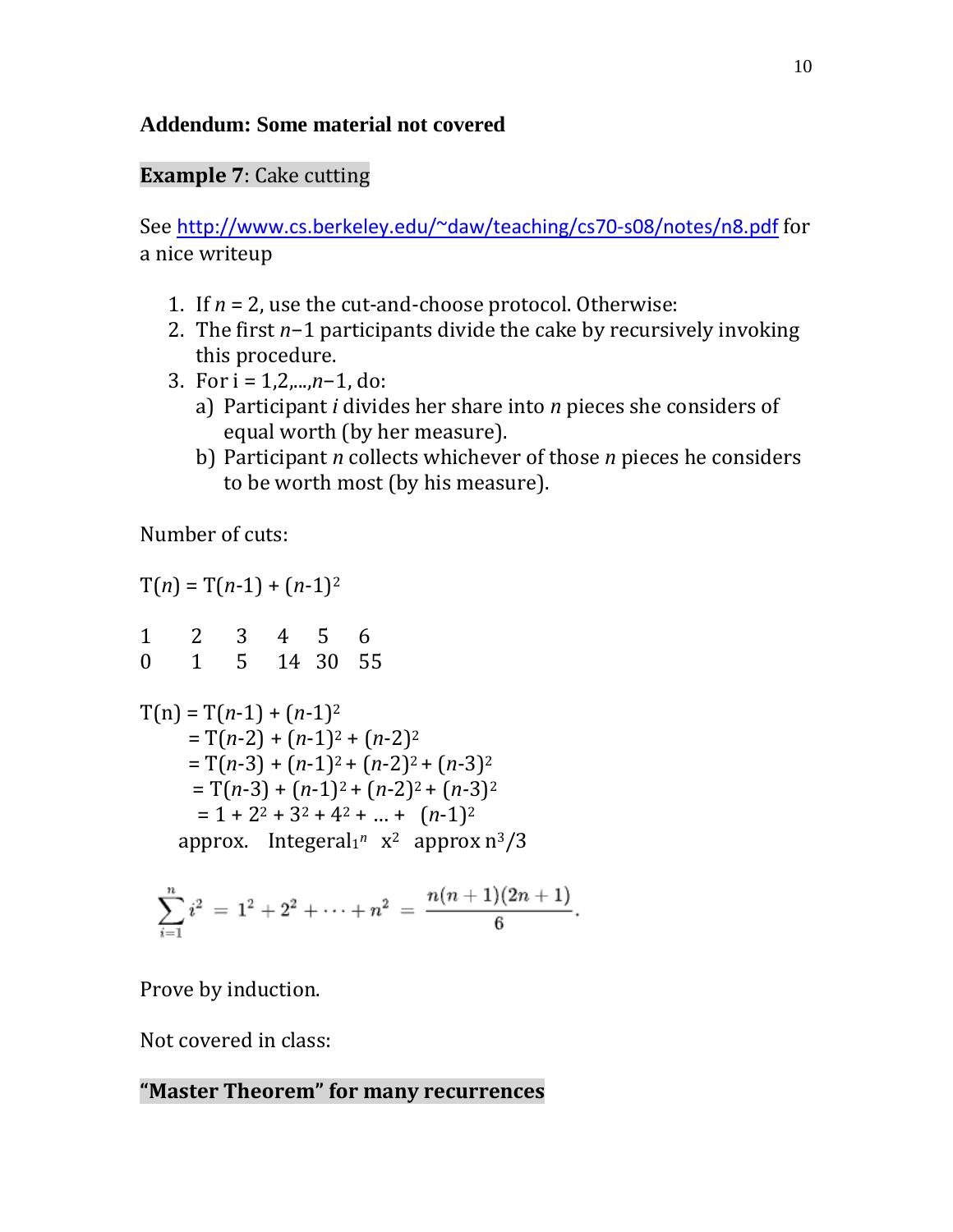**Addendum: Some material not covered**

**Example 7**: Cake cutting

See http://www.cs.berkeley.edu/~daw/teaching/cs70-s08/notes/n8.pdf for a nice writeup

1. If $n = 2$, use the cut-and-choose protocol. Otherwise:
2. The first $n-1$ participants divide the cake by recursively invoking this procedure.
3. For i = 1,2,...,$n-1$, do:
   a) Participant $i$ divides her share into $n$ pieces she considers of equal worth (by her measure).
   b) Participant $n$ collects whichever of those $n$ pieces he considers to be worth most (by his measure).

Number of cuts:

$T(n) = T(n-1) + (n-1)^2$

| 1 | 2 | 3 | 4 | 5 | 6 |
|---|---|---|---|---|---|
| 0 | 1 | 5 | 14 | 30 | 55 |

$$
\begin{aligned}
T(n) &= T(n-1) + (n-1)^2 \\
&= T(n-2) + (n-1)^2 + (n-2)^2 \\
&= T(n-3) + (n-1)^2 + (n-2)^2 + (n-3)^2 \\
&= T(n-3) + (n-1)^2 + (n-2)^2 + (n-3)^2 \\
&= 1 + 2^2 + 3^2 + 4^2 + \ldots + (n-1)^2
\end{aligned}
$$

approx. Integeral$_1^n$ $x^2$ approx $n^3/3$

$$\sum_{i=1}^{n} i^2 = 1^2 + 2^2 + \cdots + n^2 = \frac{n(n+1)(2n+1)}{6}.$$

Prove by induction.

Not covered in class:

**"Master Theorem" for many recurrences**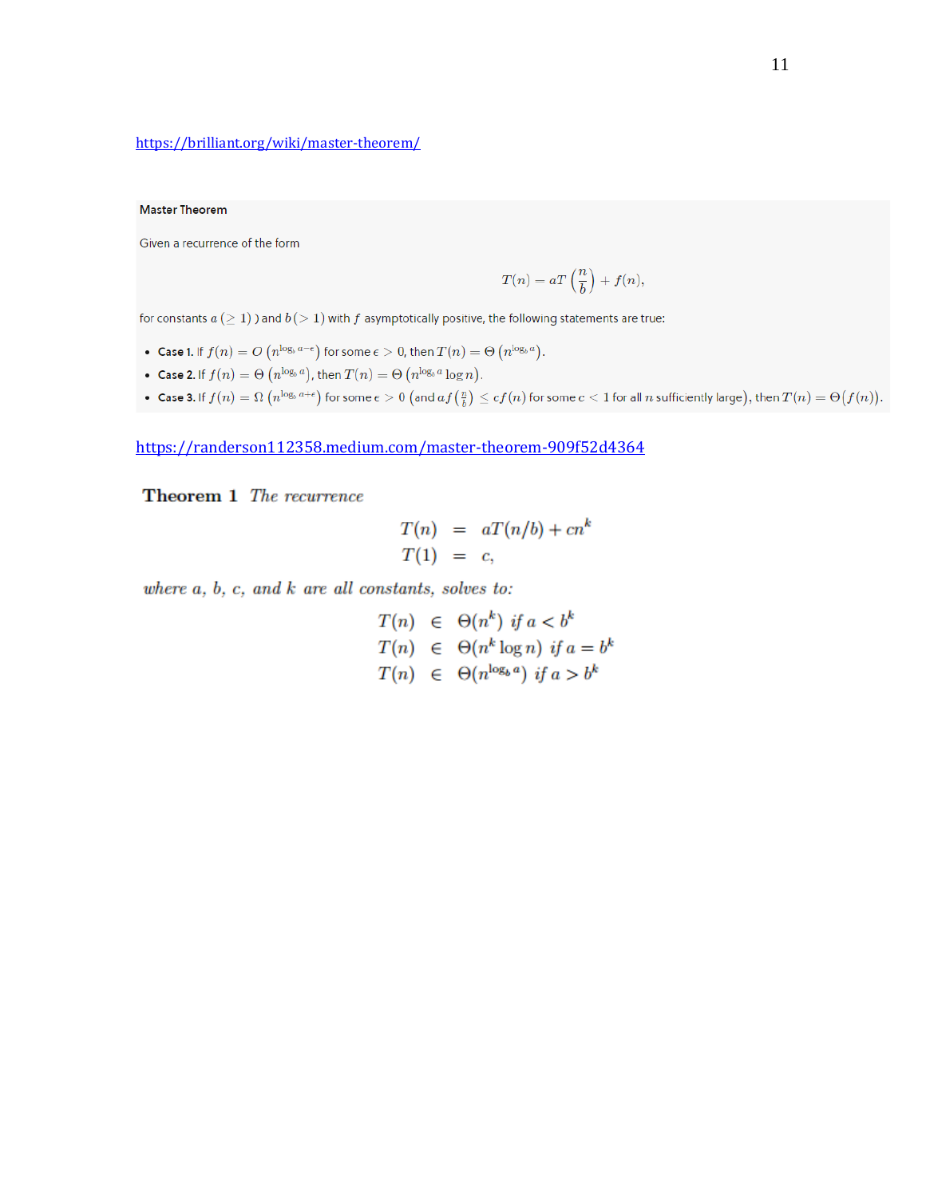https://brilliant.org/wiki/master-theorem/

**Master Theorem**

Given a recurrence of the form

$$T(n) = aT\left(\frac{n}{b}\right) + f(n),$$

for constants $a\ (\geq 1)$ ) and $b\ (> 1)$ with $f$ asymptotically positive, the following statements are true:

- **Case 1.** If $f(n) = O\left(n^{\log_b a - \epsilon}\right)$ for some $\epsilon > 0$, then $T(n) = \Theta\left(n^{\log_b a}\right)$.
- **Case 2.** If $f(n) = \Theta\left(n^{\log_b a}\right)$, then $T(n) = \Theta\left(n^{\log_b a} \log n\right)$.
- **Case 3.** If $f(n) = \Omega\left(n^{\log_b a + \epsilon}\right)$ for some $\epsilon > 0$ (and $af\left(\frac{n}{b}\right) \leq cf(n)$ for some $c < 1$ for all $n$ sufficiently large), then $T(n) = \Theta\left(f(n)\right)$.

https://randerson112358.medium.com/master-theorem-909f52d4364

**Theorem 1** *The recurrence*

$$\begin{aligned} T(n) &= aT(n/b) + cn^k \\ T(1) &= c, \end{aligned}$$

*where a, b, c, and k are all constants, solves to:*

$$\begin{aligned} T(n) &\in \Theta(n^k) \text{ if } a < b^k \\ T(n) &\in \Theta(n^k \log n) \text{ if } a = b^k \\ T(n) &\in \Theta(n^{\log_b a}) \text{ if } a > b^k \end{aligned}$$